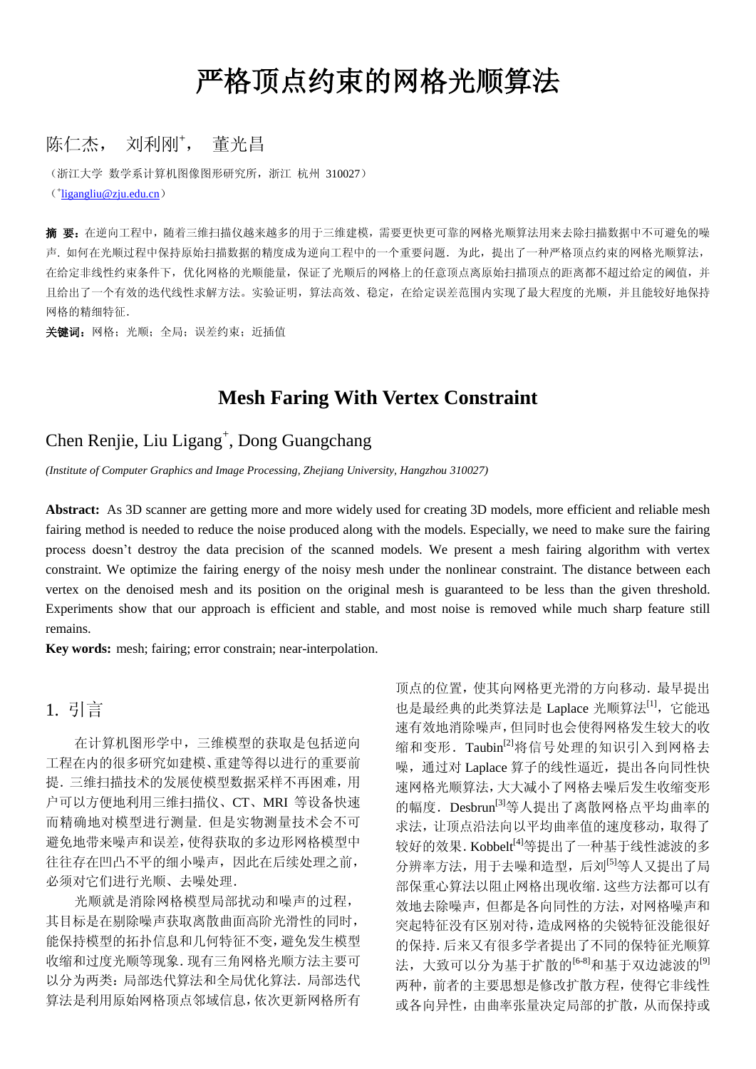# 严格顶点约束的网格光顺算法

陈仁杰， 刘利刚+， 董光昌

（浙江大学 数学系计算机图像图形研究所，浙江 杭州 310027）

（+ligangliu@zju.edu.cn）

**摘 要：**在逆向工程中，随着三维扫描仪越来越多的用于三维建模，需要更快更可靠的网格光顺算法用来去除扫描数据中不可避免的噪声. 如何在光顺过程中保持原始扫描数据的精度成为逆向工程中的一个重要问题. 为此，提出了一种严格顶点约束的网格光顺算法，在给定非线性约束条件下，优化网格的光顺能量，保证了光顺后的网格上的任意顶点离原始扫描顶点的距离都不超过给定的阈值，并且给出了一个有效的迭代线性求解方法。实验证明，算法高效、稳定，在给定误差范围内实现了最大程度的光顺，并且能较好地保持网格的精细特征.

**关键词：**网格；光顺；全局；误差约束；近插值

# Mesh Faring With Vertex Constraint

Chen Renjie, Liu Ligang+, Dong Guangchang

*(Institute of Computer Graphics and Image Processing, Zhejiang University, Hangzhou 310027)*

**Abstract:** As 3D scanner are getting more and more widely used for creating 3D models, more efficient and reliable mesh fairing method is needed to reduce the noise produced along with the models. Especially, we need to make sure the fairing process doesn't destroy the data precision of the scanned models. We present a mesh fairing algorithm with vertex constraint. We optimize the fairing energy of the noisy mesh under the nonlinear constraint. The distance between each vertex on the denoised mesh and its position on the original mesh is guaranteed to be less than the given threshold. Experiments show that our approach is efficient and stable, and most noise is removed while much sharp feature still remains.

**Key words:** mesh; fairing; error constrain; near-interpolation.

## 1. 引言

在计算机图形学中，三维模型的获取是包括逆向工程在内的很多研究如建模、重建等得以进行的重要前提. 三维扫描技术的发展使模型数据采样不再困难，用户可以方便地利用三维扫描仪、CT、MRI 等设备快速而精确地对模型进行测量. 但是实物测量技术会不可避免地带来噪声和误差，使得获取的多边形网格模型中往往存在凹凸不平的细小噪声，因此在后续处理之前，必须对它们进行光顺、去噪处理.

光顺就是消除网格模型局部扰动和噪声的过程，其目标是在剔除噪声获取离散曲面高阶光滑性的同时，能保持模型的拓扑信息和几何特征不变，避免发生模型收缩和过度光顺等现象. 现有三角网格光顺方法主要可以分为两类：局部迭代算法和全局优化算法. 局部迭代算法是利用原始网格顶点邻域信息，依次更新网格所有顶点的位置，使其向网格更光滑的方向移动. 最早提出也是最经典的此类算法是 Laplace 光顺算法[1]，它能迅速有效地消除噪声，但同时也会使得网格发生较大的收缩和变形. Taubin[2]将信号处理的知识引入到网格去噪，通过对 Laplace 算子的线性逼近，提出各向同性快速网格光顺算法，大大减小了网格去噪后发生收缩变形的幅度. Desbrun[3]等人提出了离散网格点平均曲率的求法，让顶点沿法向以平均曲率值的速度移动，取得了较好的效果. Kobbelt[4]等提出了一种基于线性滤波的多分辨率方法，用于去噪和造型，后刘[5]等人又提出了局部保重心算法以阻止网格出现收缩. 这些方法都可以有效地去除噪声，但都是各向同性的方法，对网格噪声和突起特征没有区别对待，造成网格的尖锐特征没能很好的保持. 后来又有很多学者提出了不同的保特征光顺算法，大致可以分为基于扩散的[6-8]和基于双边滤波的[9]两种，前者的主要思想是修改扩散方程，使得它非线性或各向异性，由曲率张量决定局部的扩散，从而保持或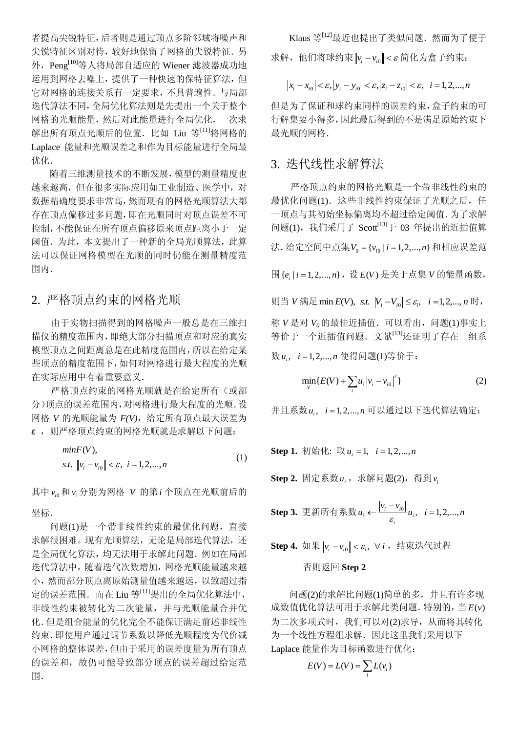者提高尖锐特征，后者则是通过顶点多阶邻域将噪声和尖锐特征区别对待，较好地保留了网格的尖锐特征．另外，Peng[10]等人将局部自适应的 Wiener 滤波器成功地运用到网格去噪上，提供了一种快速的保特征算法，但它对网格的连接关系有一定要求，不具普遍性．与局部迭代算法不同，全局优化算法则是先提出一个关于整个网格的光顺能量，然后对此能量进行全局优化，一次求解出所有顶点光顺后的位置．比如 Liu 等[11]将网格的 Laplace 能量和光顺误差之和作为目标能量进行全局最优化．

随着三维测量技术的不断发展，模型的测量精度也越来越高，但在很多实际应用如工业制造、医学中，对数据精确度要求非常高，然而现有的网格光顺算法大都存在顶点偏移过多问题，即在光顺同时对顶点误差不可控制，不能保证在所有顶点偏移原来顶点距离小于一定阈值．为此，本文提出了一种新的全局光顺算法，此算法可以保证网格模型在光顺的同时仍能在测量精度范围内．

## 2. 严格顶点约束的网格光顺

由于实物扫描得到的网格噪声一般总是在三维扫描仪的精度范围内，即绝大部分扫描顶点和对应的真实模型顶点之间距离总是在此精度范围内，所以在给定某些顶点的精度范围下，如何对网格进行最大程度的光顺在实际应用中有着重要意义．

严格顶点约束的网格光顺就是在给定所有（或部分）顶点的误差范围内，对网格进行最大程度的光顺．设网格 $V$ 的光顺能量为 $F(V)$，给定所有顶点最大误差为 $\varepsilon$，则严格顶点约束的网格光顺就是求解以下问题：

$$
\begin{aligned}
& \min F(V), \\
& s.t.\ \|v_i - v_{i0}\| < \varepsilon,\ i = 1,2,...,n
\end{aligned}
\tag{1}
$$

其中 $v_{i0}$ 和 $v_i$ 分别为网格 $V$ 的第 $i$ 个顶点在光顺前后的坐标．

问题(1)是一个带非线性约束的最优化问题，直接求解很困难。现有光顺算法，无论是局部迭代算法，还是全局优化算法，均无法用于求解此问题．例如在局部迭代算法中，随着迭代次数增加，网格光顺能量越来越小，然而部分顶点离原始测量值越来越远，以致超过指定的误差范围．而在 Liu 等[11]提出的全局优化算法中，非线性约束被转化为二次能量，并与光顺能量合并优化．但是组合能量的优化完全不能保证满足前述非线性约束．即使用户通过调节系数以降低光顺程度为代价减小网格的整体误差，但由于采用的误差度量为所有顶点的误差和，故仍可能导致部分顶点的误差超过给定范围．

Klaus 等[12]最近也提出了类似问题．然而为了便于求解，他们将球约束 $\|v_i - v_{i0}\| < \varepsilon$ 简化为盒子约束：

$$
|x_i - x_{i0}| < \varepsilon, |y_i - y_{i0}| < \varepsilon, |z_i - z_{i0}| < \varepsilon,\ \ i = 1,2,...,n
$$

但是为了保证和球约束同样的误差约束，盒子约束的可行解集要小得多，因此最后得到的不是满足原始约束下最光顺的网格．

## 3. 迭代线性求解算法

严格顶点约束的网格光顺是一个带非线性约束的最优化问题(1)．这些非线性约束保证了光顺之后，任一顶点与其初始坐标偏离均不超过给定阈值．为了求解问题(1)，我们采用了 Scott[13]于 03 年提出的近插值算法．给定空间中点集 $V_0 = \{v_{i0} \mid i = 1,2,...,n\}$ 和相应误差范围 $\{e_i \mid i = 1,2,...,n\}$，设 $E(V)$ 是关于点集 $V$ 的能量函数，则当 $V$ 满足 $\min E(V),\ s.t.\ |V_i - V_{i0}| \le \varepsilon_i,\ \ i = 1,2,...,n$ 时，称 $V$ 是对 $V_0$ 的最佳近插值．可以看出，问题(1)事实上等价于一个近插值问题．文献[13]还证明了存在一组系数 $u_i,\ \ i = 1,2,...,n$ 使得问题(1)等价于：

$$
\min_V \{E(V) + \sum_i u_i |v_i - v_{i0}|^2\} \tag{2}
$$

并且系数 $u_i,\ \ i = 1,2,...,n$ 可以通过以下迭代算法确定：

**Step 1.** 初始化：取 $u_i = 1,\ \ i = 1,2,...,n$

**Step 2.** 固定系数 $u_i$，求解问题(2)，得到 $v_i$

**Step 3.** 更新所有系数 $u_i \leftarrow \dfrac{|v_i - v_{i0}|}{\varepsilon_i} u_i,\ \ i = 1,2,...,n$

**Step 4.** 如果 $\|v_i - v_{i0}\| < \varepsilon_i,\ \forall i$，结束迭代过程

否则返回 **Step 2**

问题(2)的求解比问题(1)简单的多，并且有许多现成数值优化算法可用于求解此类问题．特别的，当 $E(v)$ 为二次多项式时，我们可以对(2)求导，从而将其转化为一个线性方程组求解．因此这里我们采用以下 Laplace 能量作为目标函数进行优化：

$$
E(V) = L(V) = \sum_i L(v_i)
$$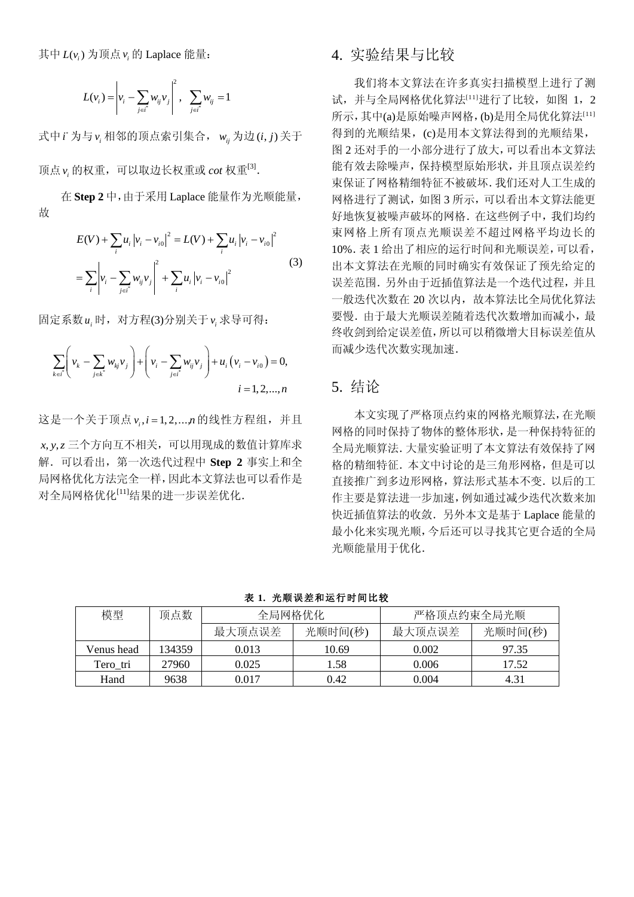其中 $L(v_i)$ 为顶点 $v_i$ 的 Laplace 能量：

$$L(v_i) = \left| v_i - \sum_{j \in i^*} w_{ij} v_j \right|^2, \quad \sum_{j \in i^*} w_{ij} = 1$$

式中 $i^*$ 为与 $v_i$ 相邻的顶点索引集合，$w_{ij}$ 为边 $(i, j)$ 关于顶点 $v_i$ 的权重，可以取边长权重或 $cot$ 权重[3].

在 **Step 2** 中，由于采用 Laplace 能量作为光顺能量，故

$$\begin{aligned} E(V) + \sum_i u_i \left| v_i - v_{i0} \right|^2 &= L(V) + \sum_i u_i \left| v_i - v_{i0} \right|^2 \\ &= \sum_i \left| v_i - \sum_{j \in i^*} w_{ij} v_j \right|^2 + \sum_i u_i \left| v_i - v_{i0} \right|^2 \end{aligned} \tag{3}$$

固定系数 $u_i$ 时，对方程(3)分别关于 $v_i$ 求导可得：

$$\sum_{k \in i^*} \left( v_k - \sum_{j \in k^*} w_{kj} v_j \right) + \left( v_i - \sum_{j \in i^*} w_{ij} v_j \right) + u_i \left( v_i - v_{i0} \right) = 0, \quad i = 1, 2, ..., n$$

这是一个关于顶点 $v_i, i = 1, 2, \ldots, n$ 的线性方程组，并且 $x, y, z$ 三个方向互不相关，可以用现成的数值计算库求解．可以看出，第一次迭代过程中 **Step 2** 事实上和全局网格优化方法完全一样，因此本文算法也可以看作是对全局网格优化[11]结果的进一步误差优化.

## 4. 实验结果与比较

我们将本文算法在许多真实扫描模型上进行了测试，并与全局网格优化算法[11]进行了比较，如图 1，2 所示，其中(a)是原始噪声网格，(b)是用全局优化算法[11]得到的光顺结果，(c)是用本文算法得到的光顺结果，图 2 还对手的一小部分进行了放大，可以看出本文算法能有效去除噪声，保持模型原始形状，并且顶点误差约束保证了网格精细特征不被破坏. 我们还对人工生成的网格进行了测试，如图 3 所示，可以看出本文算法能更好地恢复被噪声破坏的网格. 在这些例子中，我们均约束网格上所有顶点光顺误差不超过网格平均边长的 10%. 表 1 给出了相应的运行时间和光顺误差，可以看，出本文算法在光顺的同时确实有效保证了预先给定的误差范围. 另外由于近插值算法是一个迭代过程，并且一般迭代次数在 20 次以内，故本算法比全局优化算法要慢. 由于最大光顺误差随着迭代次数增加而减小，最终收剑到给定误差值，所以可以稍微增大目标误差值从而减少迭代次数实现加速.

## 5. 结论

本文实现了严格顶点约束的网格光顺算法，在光顺网格的同时保持了物体的整体形状，是一种保持特征的全局光顺算法. 大量实验证明了本文算法有效保持了网格的精细特征. 本文中讨论的是三角形网格，但是可以直接推广到多边形网格，算法形式基本不变. 以后的工作主要是算法进一步加速，例如通过减少迭代次数来加快近插值算法的收敛. 另外本文是基于 Laplace 能量的最小化来实现光顺，今后还可以寻找其它更合适的全局光顺能量用于优化.

**表 1. 光顺误差和运行时间比较**

| 模型 | 顶点数 | 全局网格优化 | | 严格顶点约束全局光顺 | |
|---|---|---|---|---|---|
| | | 最大顶点误差 | 光顺时间(秒) | 最大顶点误差 | 光顺时间(秒) |
| Venus head | 134359 | 0.013 | 10.69 | 0.002 | 97.35 |
| Tero_tri | 27960 | 0.025 | 1.58 | 0.006 | 17.52 |
| Hand | 9638 | 0.017 | 0.42 | 0.004 | 4.31 |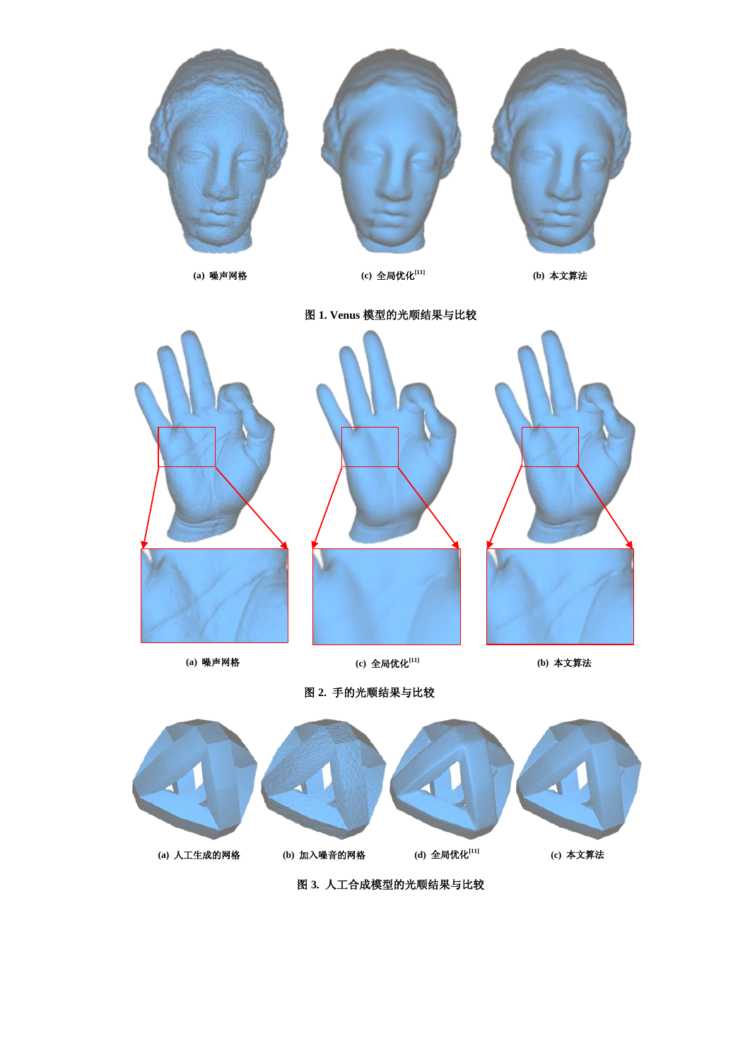(a) 噪声网格 (c) 全局优化[11] (b) 本文算法

图 1. Venus 模型的光顺结果与比较

(a) 噪声网格 (c) 全局优化[11] (b) 本文算法

图 2. 手的光顺结果与比较

(a) 人工生成的网格 (b) 加入噪音的网格 (d) 全局优化[11] (c) 本文算法

图 3. 人工合成模型的光顺结果与比较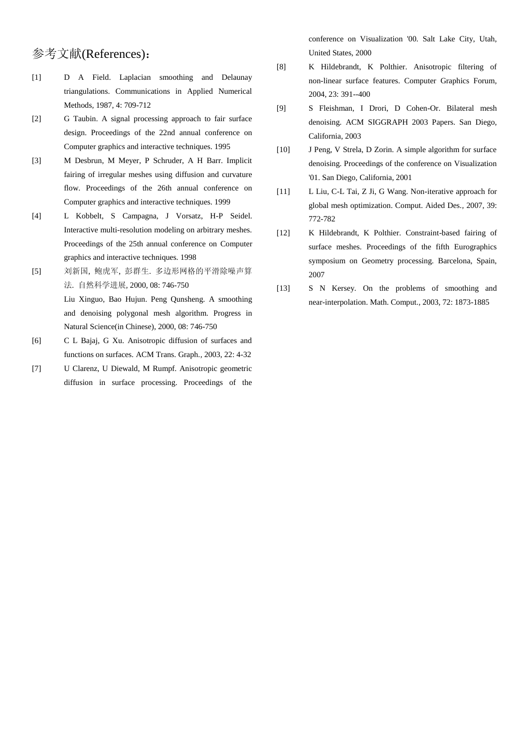## 参考文献(References)：

[1] D A Field. Laplacian smoothing and Delaunay triangulations. Communications in Applied Numerical Methods, 1987, 4: 709-712

[2] G Taubin. A signal processing approach to fair surface design. Proceedings of the 22nd annual conference on Computer graphics and interactive techniques. 1995

[3] M Desbrun, M Meyer, P Schruder, A H Barr. Implicit fairing of irregular meshes using diffusion and curvature flow. Proceedings of the 26th annual conference on Computer graphics and interactive techniques. 1999

[4] L Kobbelt, S Campagna, J Vorsatz, H-P Seidel. Interactive multi-resolution modeling on arbitrary meshes. Proceedings of the 25th annual conference on Computer graphics and interactive techniques. 1998

[5] 刘新国, 鲍虎军, 彭群生. 多边形网格的平滑除噪声算法. 自然科学进展, 2000, 08: 746-750
Liu Xinguo, Bao Hujun. Peng Qunsheng. A smoothing and denoising polygonal mesh algorithm. Progress in Natural Science(in Chinese), 2000, 08: 746-750

[6] C L Bajaj, G Xu. Anisotropic diffusion of surfaces and functions on surfaces. ACM Trans. Graph., 2003, 22: 4-32

[7] U Clarenz, U Diewald, M Rumpf. Anisotropic geometric diffusion in surface processing. Proceedings of the conference on Visualization '00. Salt Lake City, Utah, United States, 2000

[8] K Hildebrandt, K Polthier. Anisotropic filtering of non-linear surface features. Computer Graphics Forum, 2004, 23: 391--400

[9] S Fleishman, I Drori, D Cohen-Or. Bilateral mesh denoising. ACM SIGGRAPH 2003 Papers. San Diego, California, 2003

[10] J Peng, V Strela, D Zorin. A simple algorithm for surface denoising. Proceedings of the conference on Visualization '01. San Diego, California, 2001

[11] L Liu, C-L Tai, Z Ji, G Wang. Non-iterative approach for global mesh optimization. Comput. Aided Des., 2007, 39: 772-782

[12] K Hildebrandt, K Polthier. Constraint-based fairing of surface meshes. Proceedings of the fifth Eurographics symposium on Geometry processing. Barcelona, Spain, 2007

[13] S N Kersey. On the problems of smoothing and near-interpolation. Math. Comput., 2003, 72: 1873-1885